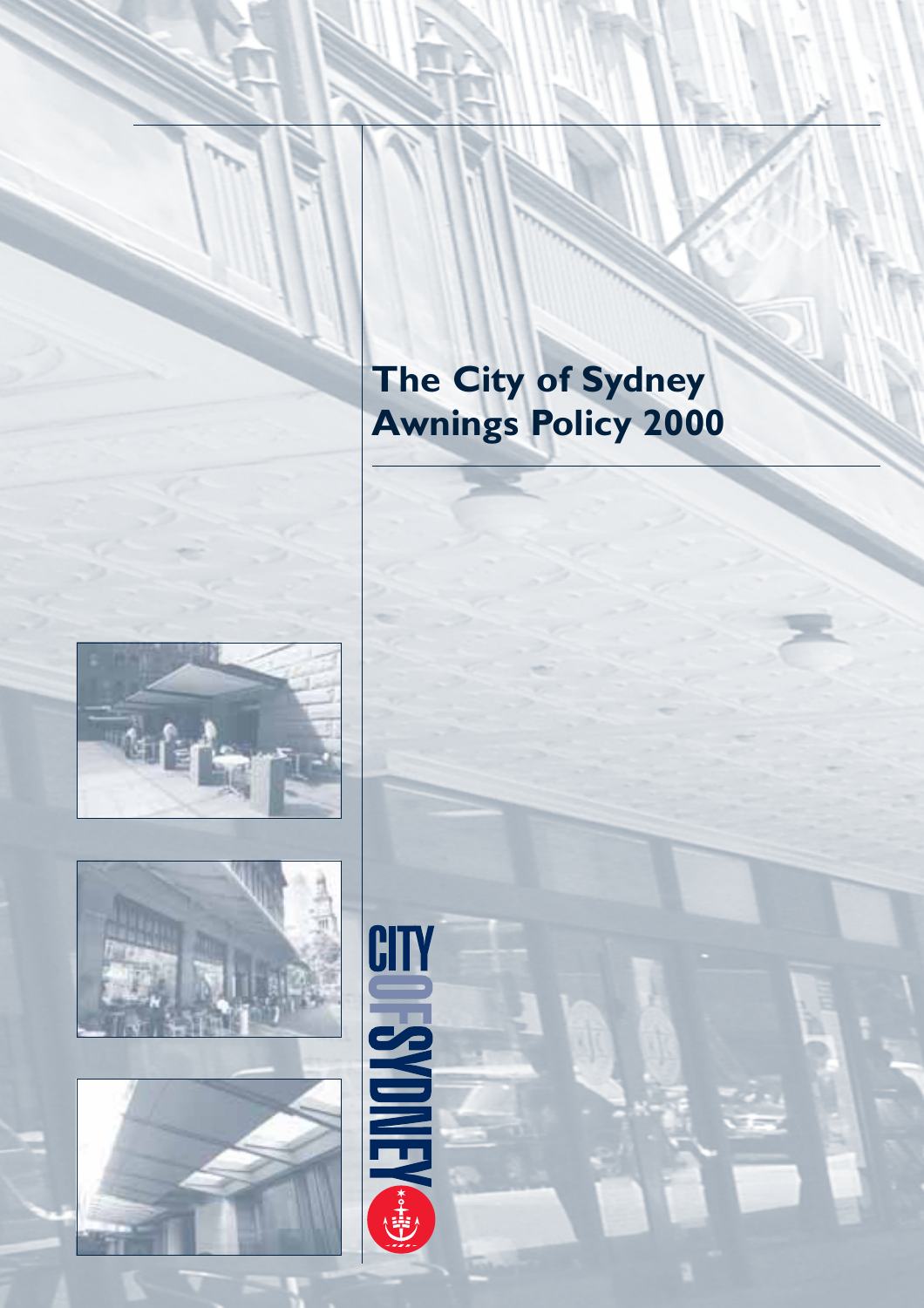# The City of Sydney Awnings Policy 2000

CITY OF SYDNEY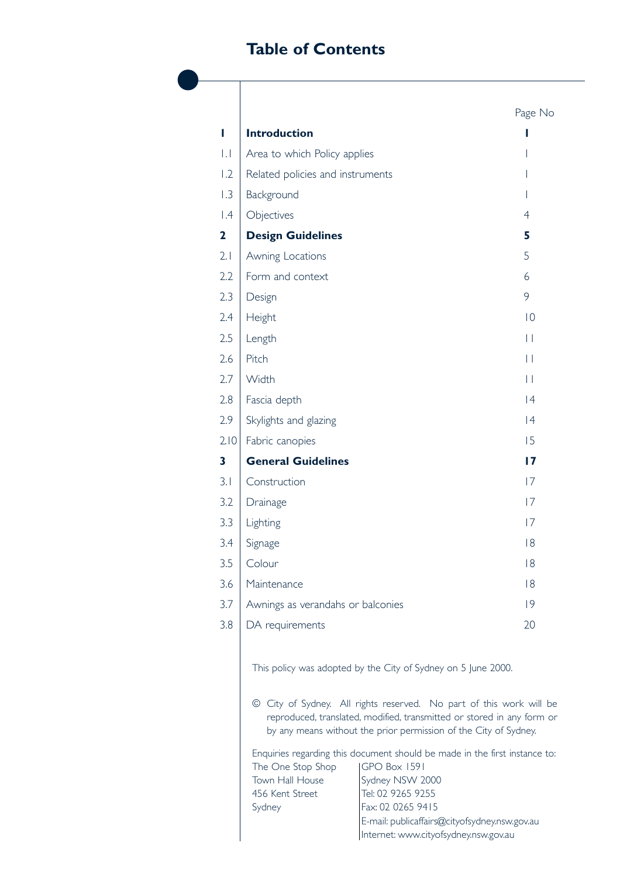# Table of Contents

| | | Page No |
|---|---|---|
| **1** | **Introduction** | **1** |
| 1.1 | Area to which Policy applies | 1 |
| 1.2 | Related policies and instruments | 1 |
| 1.3 | Background | 1 |
| 1.4 | Objectives | 4 |
| **2** | **Design Guidelines** | **5** |
| 2.1 | Awning Locations | 5 |
| 2.2 | Form and context | 6 |
| 2.3 | Design | 9 |
| 2.4 | Height | 10 |
| 2.5 | Length | 11 |
| 2.6 | Pitch | 11 |
| 2.7 | Width | 11 |
| 2.8 | Fascia depth | 14 |
| 2.9 | Skylights and glazing | 14 |
| 2.10 | Fabric canopies | 15 |
| **3** | **General Guidelines** | **17** |
| 3.1 | Construction | 17 |
| 3.2 | Drainage | 17 |
| 3.3 | Lighting | 17 |
| 3.4 | Signage | 18 |
| 3.5 | Colour | 18 |
| 3.6 | Maintenance | 18 |
| 3.7 | Awnings as verandahs or balconies | 19 |
| 3.8 | DA requirements | 20 |

This policy was adopted by the City of Sydney on 5 June 2000.

© City of Sydney. All rights reserved. No part of this work will be reproduced, translated, modified, transmitted or stored in any form or by any means without the prior permission of the City of Sydney.

Enquiries regarding this document should be made in the first instance to:

| | |
|---|---|
| The One Stop Shop | GPO Box 1591 |
| Town Hall House | Sydney NSW 2000 |
| 456 Kent Street | Tel: 02 9265 9255 |
| Sydney | Fax: 02 0265 9415 |
| | E-mail: publicaffairs@cityofsydney.nsw.gov.au |
| | Internet: www.cityofsydney.nsw.gov.au |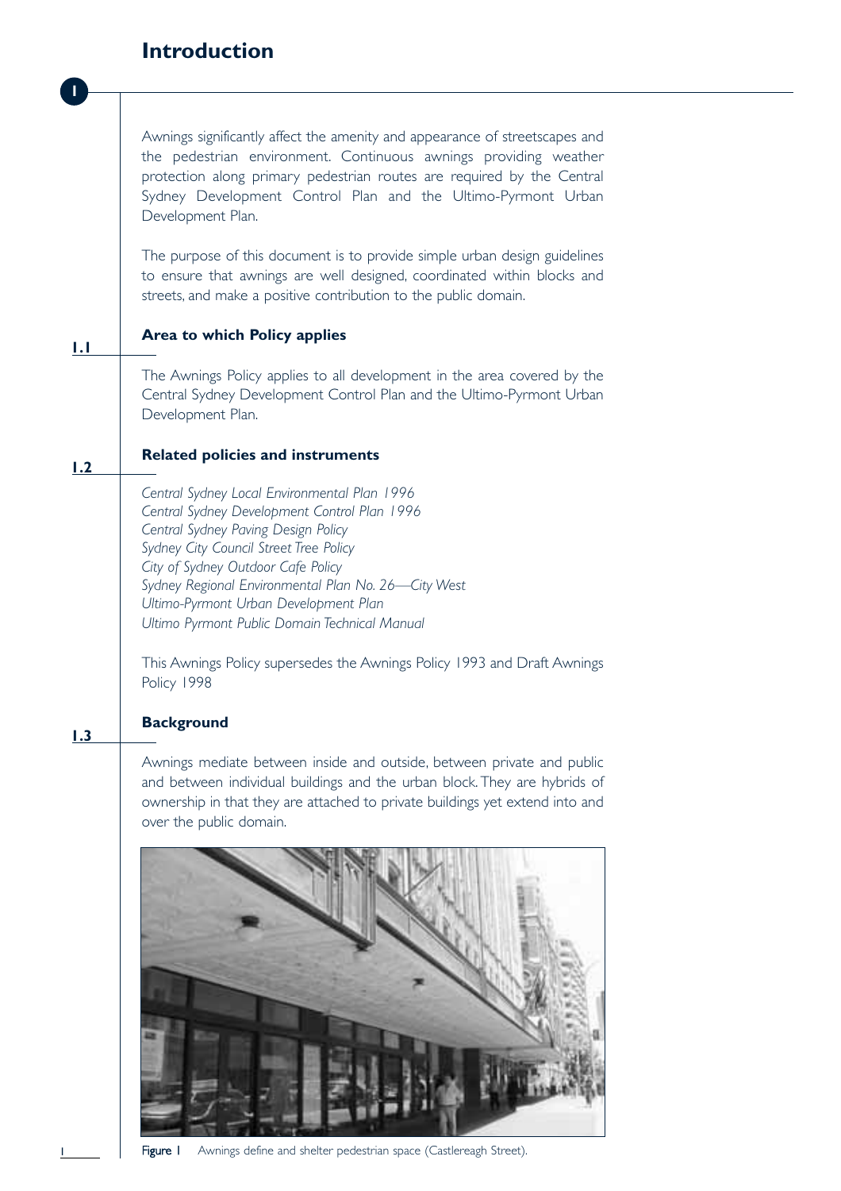# 1 Introduction

Awnings significantly affect the amenity and appearance of streetscapes and the pedestrian environment. Continuous awnings providing weather protection along primary pedestrian routes are required by the Central Sydney Development Control Plan and the Ultimo-Pyrmont Urban Development Plan.

The purpose of this document is to provide simple urban design guidelines to ensure that awnings are well designed, coordinated within blocks and streets, and make a positive contribution to the public domain.

## 1.1 Area to which Policy applies

The Awnings Policy applies to all development in the area covered by the Central Sydney Development Control Plan and the Ultimo-Pyrmont Urban Development Plan.

## 1.2 Related policies and instruments

*Central Sydney Local Environmental Plan 1996*
*Central Sydney Development Control Plan 1996*
*Central Sydney Paving Design Policy*
*Sydney City Council Street Tree Policy*
*City of Sydney Outdoor Cafe Policy*
*Sydney Regional Environmental Plan No. 26—City West*
*Ultimo-Pyrmont Urban Development Plan*
*Ultimo Pyrmont Public Domain Technical Manual*

This Awnings Policy supersedes the Awnings Policy 1993 and Draft Awnings Policy 1998

## 1.3 Background

Awnings mediate between inside and outside, between private and public and between individual buildings and the urban block. They are hybrids of ownership in that they are attached to private buildings yet extend into and over the public domain.

**Figure 1** Awnings define and shelter pedestrian space (Castlereagh Street).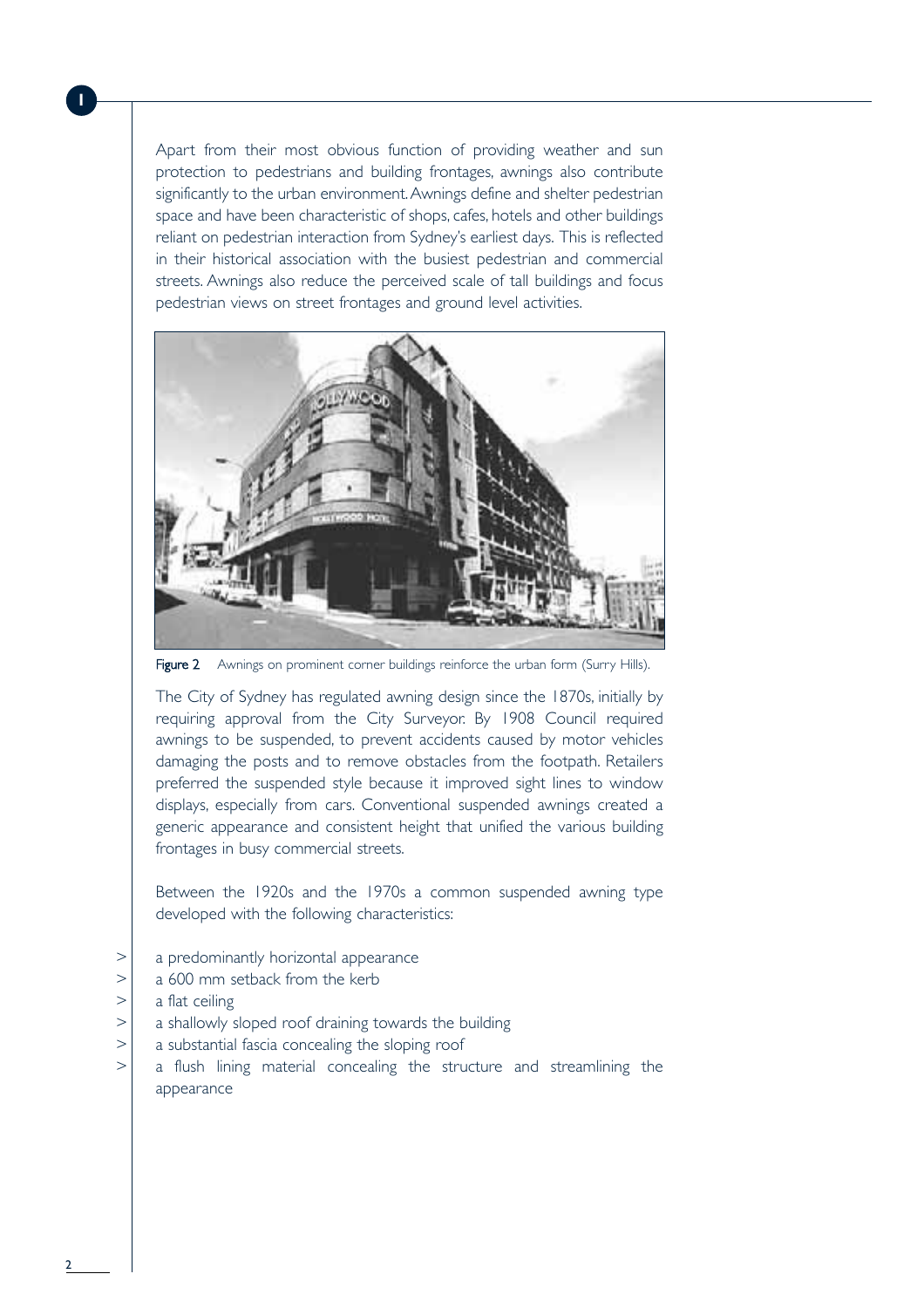Apart from their most obvious function of providing weather and sun protection to pedestrians and building frontages, awnings also contribute significantly to the urban environment. Awnings define and shelter pedestrian space and have been characteristic of shops, cafes, hotels and other buildings reliant on pedestrian interaction from Sydney's earliest days. This is reflected in their historical association with the busiest pedestrian and commercial streets. Awnings also reduce the perceived scale of tall buildings and focus pedestrian views on street frontages and ground level activities.

**Figure 2** Awnings on prominent corner buildings reinforce the urban form (Surry Hills).

The City of Sydney has regulated awning design since the 1870s, initially by requiring approval from the City Surveyor. By 1908 Council required awnings to be suspended, to prevent accidents caused by motor vehicles damaging the posts and to remove obstacles from the footpath. Retailers preferred the suspended style because it improved sight lines to window displays, especially from cars. Conventional suspended awnings created a generic appearance and consistent height that unified the various building frontages in busy commercial streets.

Between the 1920s and the 1970s a common suspended awning type developed with the following characteristics:

- a predominantly horizontal appearance
- a 600 mm setback from the kerb
- a flat ceiling
- a shallowly sloped roof draining towards the building
- a substantial fascia concealing the sloping roof
- a flush lining material concealing the structure and streamlining the appearance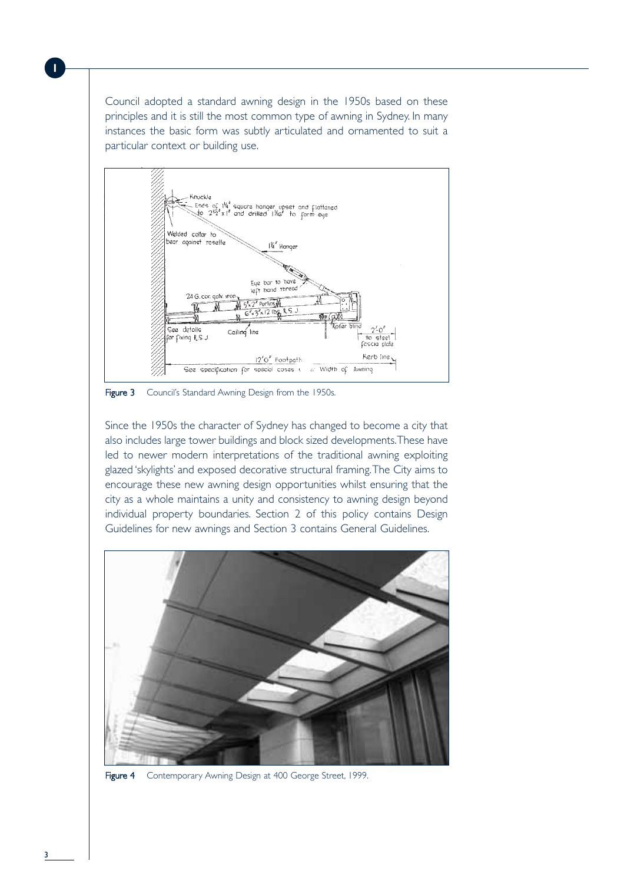Council adopted a standard awning design in the 1950s based on these principles and it is still the most common type of awning in Sydney. In many instances the basic form was subtly articulated and ornamented to suit a particular context or building use.

Figure 3 Council's Standard Awning Design from the 1950s.

Since the 1950s the character of Sydney has changed to become a city that also includes large tower buildings and block sized developments. These have led to newer modern interpretations of the traditional awning exploiting glazed 'skylights' and exposed decorative structural framing. The City aims to encourage these new awning design opportunities whilst ensuring that the city as a whole maintains a unity and consistency to awning design beyond individual property boundaries. Section 2 of this policy contains Design Guidelines for new awnings and Section 3 contains General Guidelines.

Figure 4 Contemporary Awning Design at 400 George Street, 1999.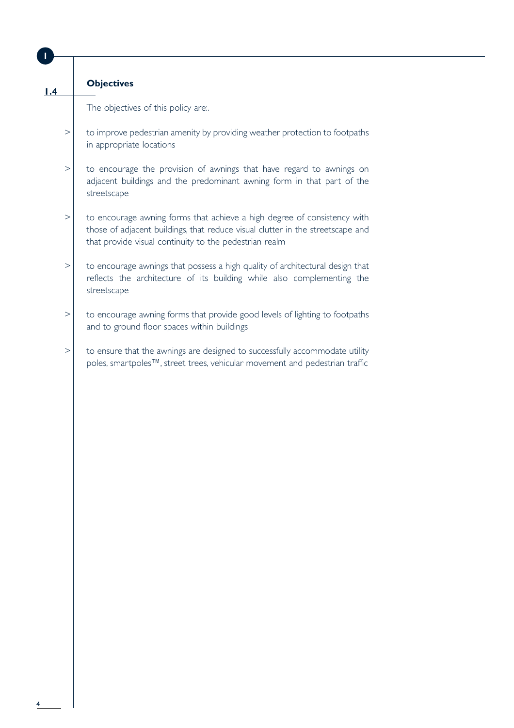## 1.4 Objectives

The objectives of this policy are:.

- to improve pedestrian amenity by providing weather protection to footpaths in appropriate locations
- to encourage the provision of awnings that have regard to awnings on adjacent buildings and the predominant awning form in that part of the streetscape
- to encourage awning forms that achieve a high degree of consistency with those of adjacent buildings, that reduce visual clutter in the streetscape and that provide visual continuity to the pedestrian realm
- to encourage awnings that possess a high quality of architectural design that reflects the architecture of its building while also complementing the streetscape
- to encourage awning forms that provide good levels of lighting to footpaths and to ground floor spaces within buildings
- to ensure that the awnings are designed to successfully accommodate utility poles, smartpoles™, street trees, vehicular movement and pedestrian traffic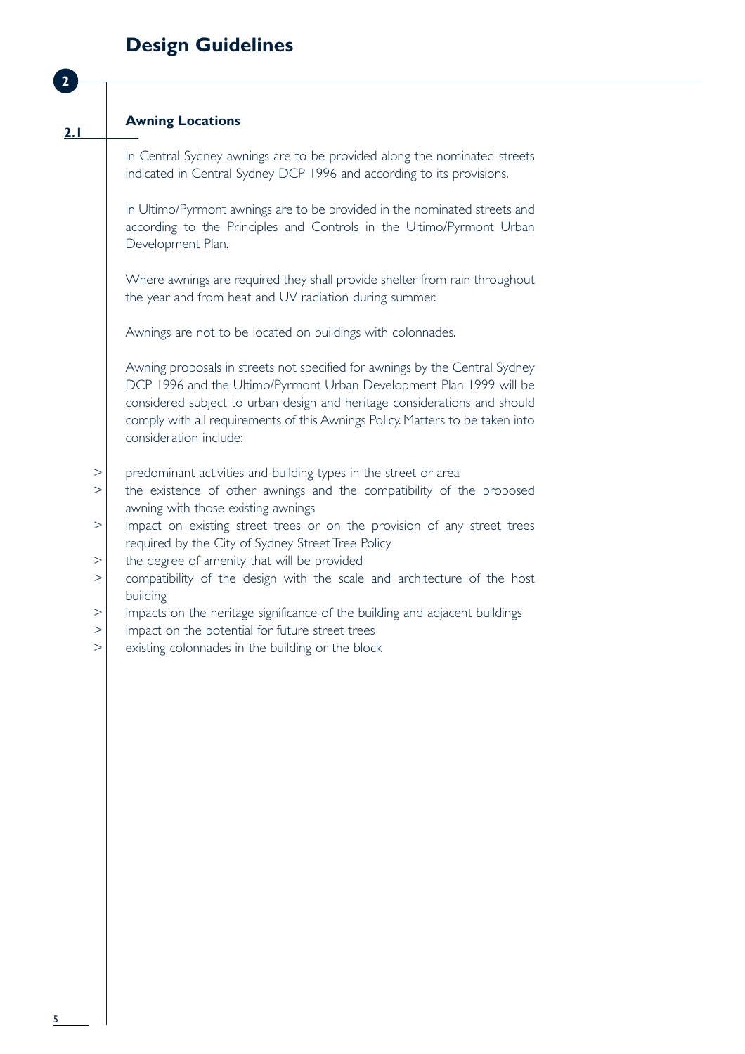# Design Guidelines

## 2

### 2.1 Awning Locations

In Central Sydney awnings are to be provided along the nominated streets indicated in Central Sydney DCP 1996 and according to its provisions.

In Ultimo/Pyrmont awnings are to be provided in the nominated streets and according to the Principles and Controls in the Ultimo/Pyrmont Urban Development Plan.

Where awnings are required they shall provide shelter from rain throughout the year and from heat and UV radiation during summer.

Awnings are not to be located on buildings with colonnades.

Awning proposals in streets not specified for awnings by the Central Sydney DCP 1996 and the Ultimo/Pyrmont Urban Development Plan 1999 will be considered subject to urban design and heritage considerations and should comply with all requirements of this Awnings Policy. Matters to be taken into consideration include:

- predominant activities and building types in the street or area
- the existence of other awnings and the compatibility of the proposed awning with those existing awnings
- impact on existing street trees or on the provision of any street trees required by the City of Sydney Street Tree Policy
- the degree of amenity that will be provided
- compatibility of the design with the scale and architecture of the host building
- impacts on the heritage significance of the building and adjacent buildings
- impact on the potential for future street trees
- existing colonnades in the building or the block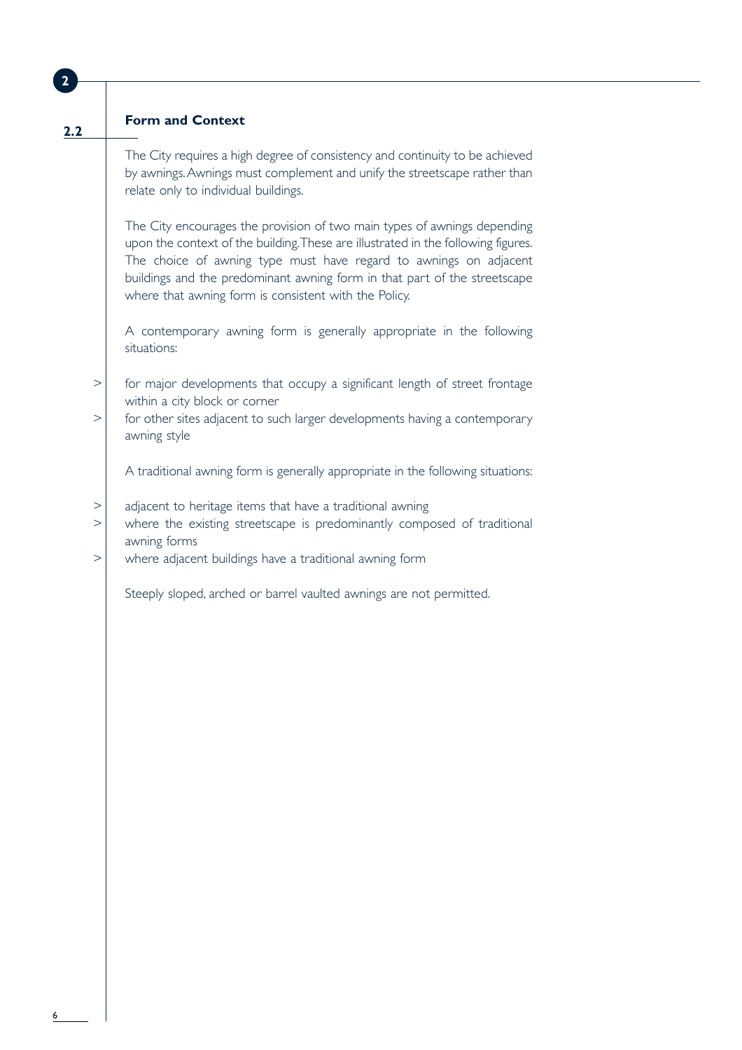## 2.2 Form and Context

The City requires a high degree of consistency and continuity to be achieved by awnings. Awnings must complement and unify the streetscape rather than relate only to individual buildings.

The City encourages the provision of two main types of awnings depending upon the context of the building. These are illustrated in the following figures. The choice of awning type must have regard to awnings on adjacent buildings and the predominant awning form in that part of the streetscape where that awning form is consistent with the Policy.

A contemporary awning form is generally appropriate in the following situations:

- for major developments that occupy a significant length of street frontage within a city block or corner
- for other sites adjacent to such larger developments having a contemporary awning style

A traditional awning form is generally appropriate in the following situations:

- adjacent to heritage items that have a traditional awning
- where the existing streetscape is predominantly composed of traditional awning forms
- where adjacent buildings have a traditional awning form

Steeply sloped, arched or barrel vaulted awnings are not permitted.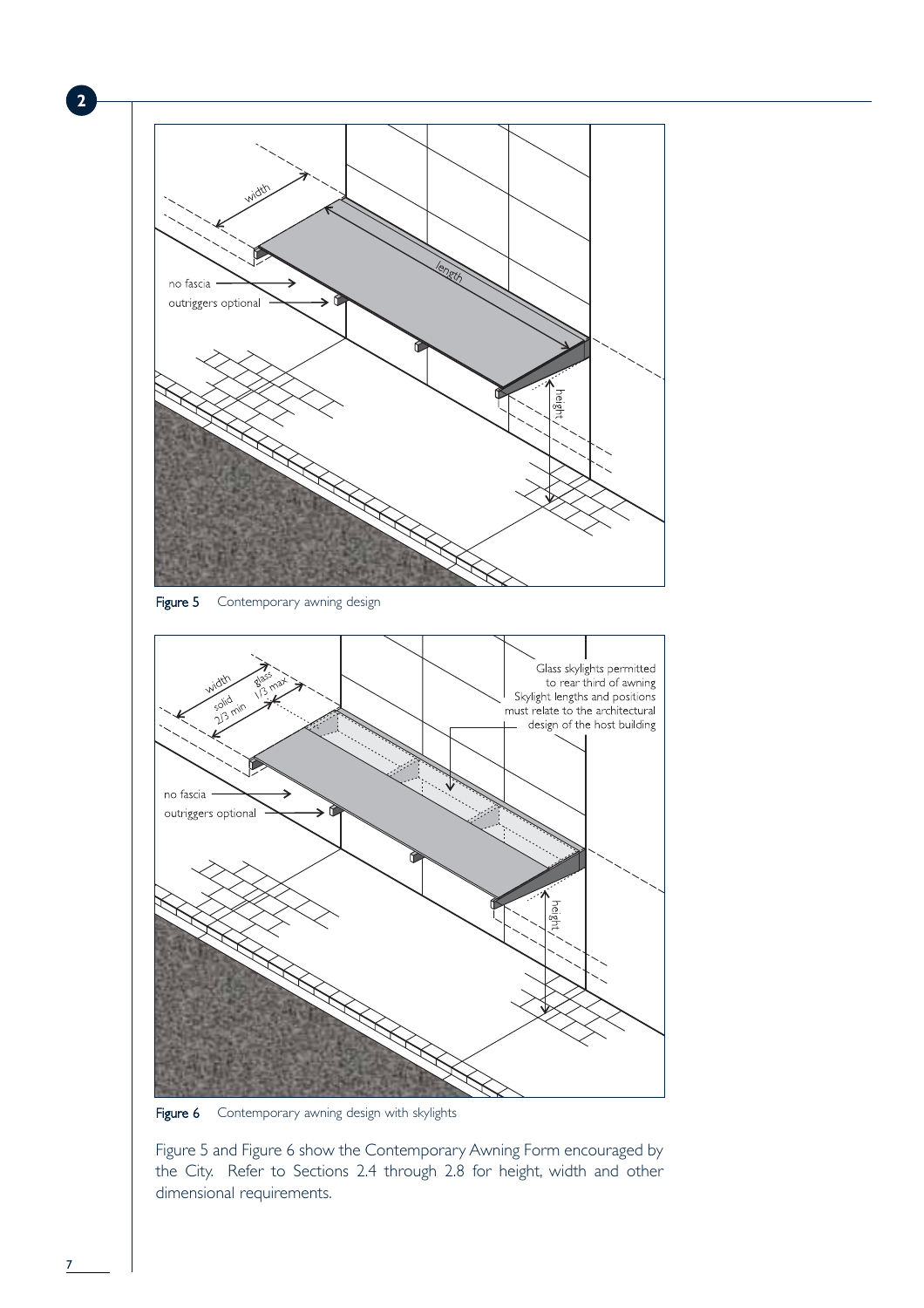Figure 5 Contemporary awning design

Figure 6 Contemporary awning design with skylights

Figure 5 and Figure 6 show the Contemporary Awning Form encouraged by the City. Refer to Sections 2.4 through 2.8 for height, width and other dimensional requirements.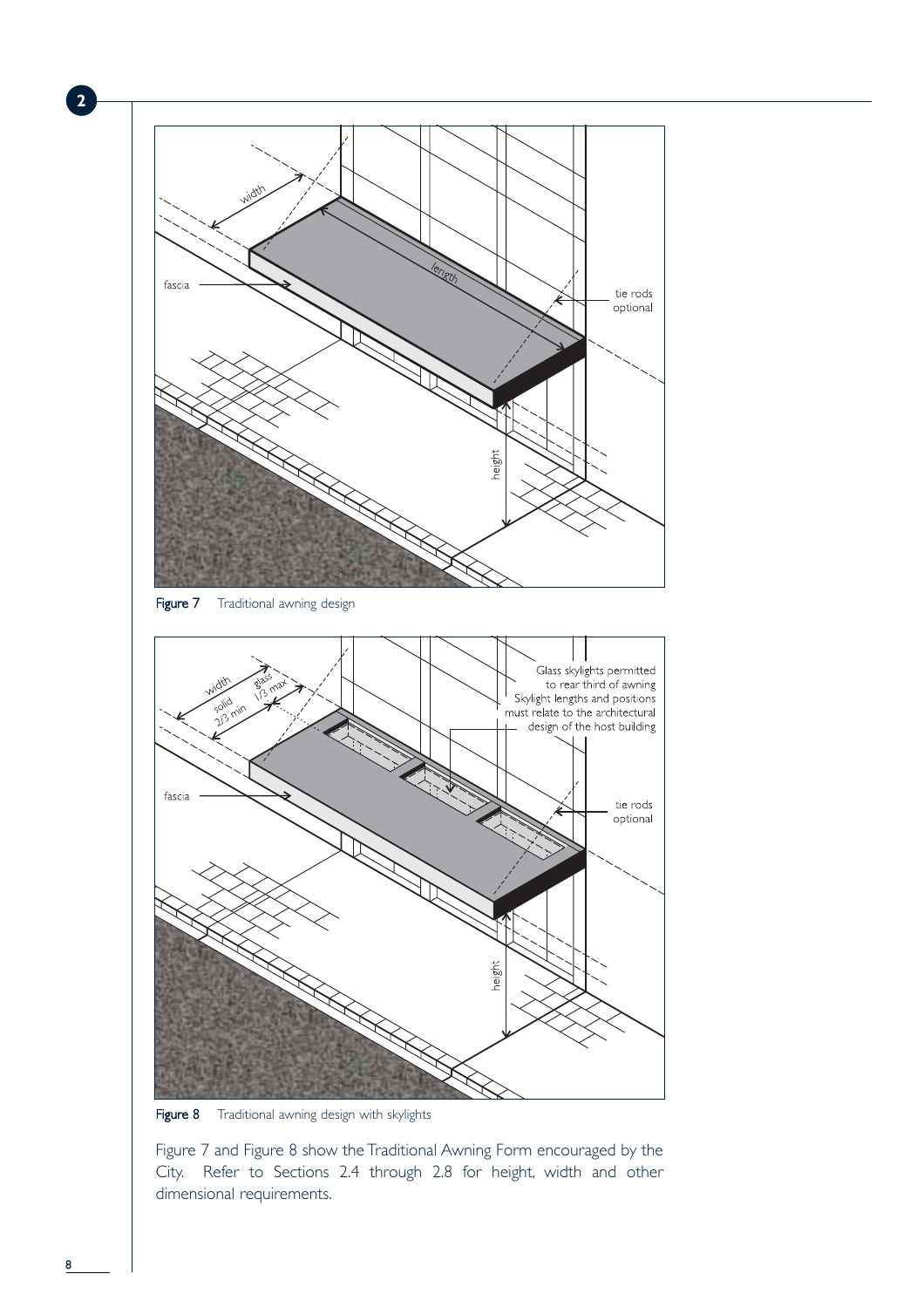Figure 7 Traditional awning design

Figure 8 Traditional awning design with skylights

Figure 7 and Figure 8 show the Traditional Awning Form encouraged by the City. Refer to Sections 2.4 through 2.8 for height, width and other dimensional requirements.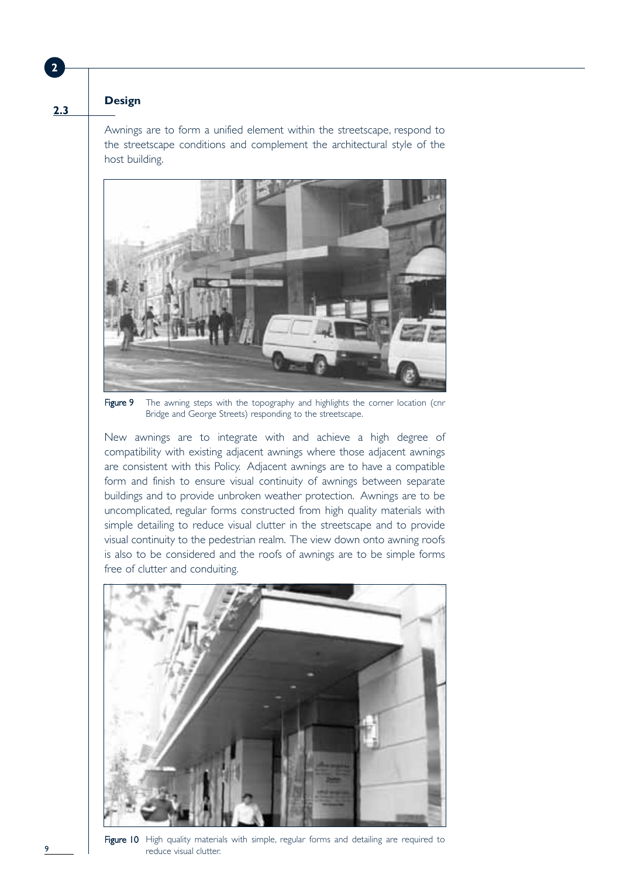## 2.3 Design

Awnings are to form a unified element within the streetscape, respond to the streetscape conditions and complement the architectural style of the host building.

Figure 9 The awning steps with the topography and highlights the corner location (cnr Bridge and George Streets) responding to the streetscape.

New awnings are to integrate with and achieve a high degree of compatibility with existing adjacent awnings where those adjacent awnings are consistent with this Policy. Adjacent awnings are to have a compatible form and finish to ensure visual continuity of awnings between separate buildings and to provide unbroken weather protection. Awnings are to be uncomplicated, regular forms constructed from high quality materials with simple detailing to reduce visual clutter in the streetscape and to provide visual continuity to the pedestrian realm. The view down onto awning roofs is also to be considered and the roofs of awnings are to be simple forms free of clutter and conduiting.

Figure 10 High quality materials with simple, regular forms and detailing are required to reduce visual clutter.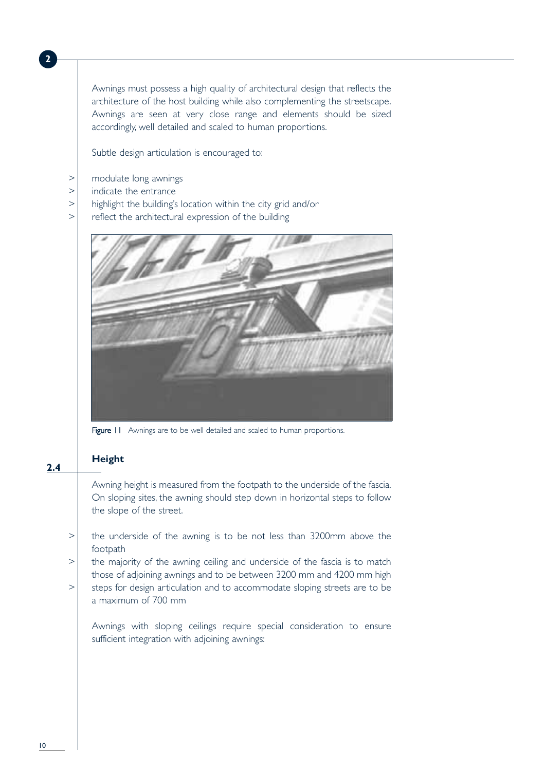Awnings must possess a high quality of architectural design that reflects the architecture of the host building while also complementing the streetscape. Awnings are seen at very close range and elements should be sized accordingly, well detailed and scaled to human proportions.

Subtle design articulation is encouraged to:

> modulate long awnings
> indicate the entrance
> highlight the building's location within the city grid and/or
> reflect the architectural expression of the building

**Figure 11** Awnings are to be well detailed and scaled to human proportions.

## 2.4 Height

Awning height is measured from the footpath to the underside of the fascia. On sloping sites, the awning should step down in horizontal steps to follow the slope of the street.

> the underside of the awning is to be not less than 3200mm above the footpath
> the majority of the awning ceiling and underside of the fascia is to match those of adjoining awnings and to be between 3200 mm and 4200 mm high
> steps for design articulation and to accommodate sloping streets are to be a maximum of 700 mm

Awnings with sloping ceilings require special consideration to ensure sufficient integration with adjoining awnings: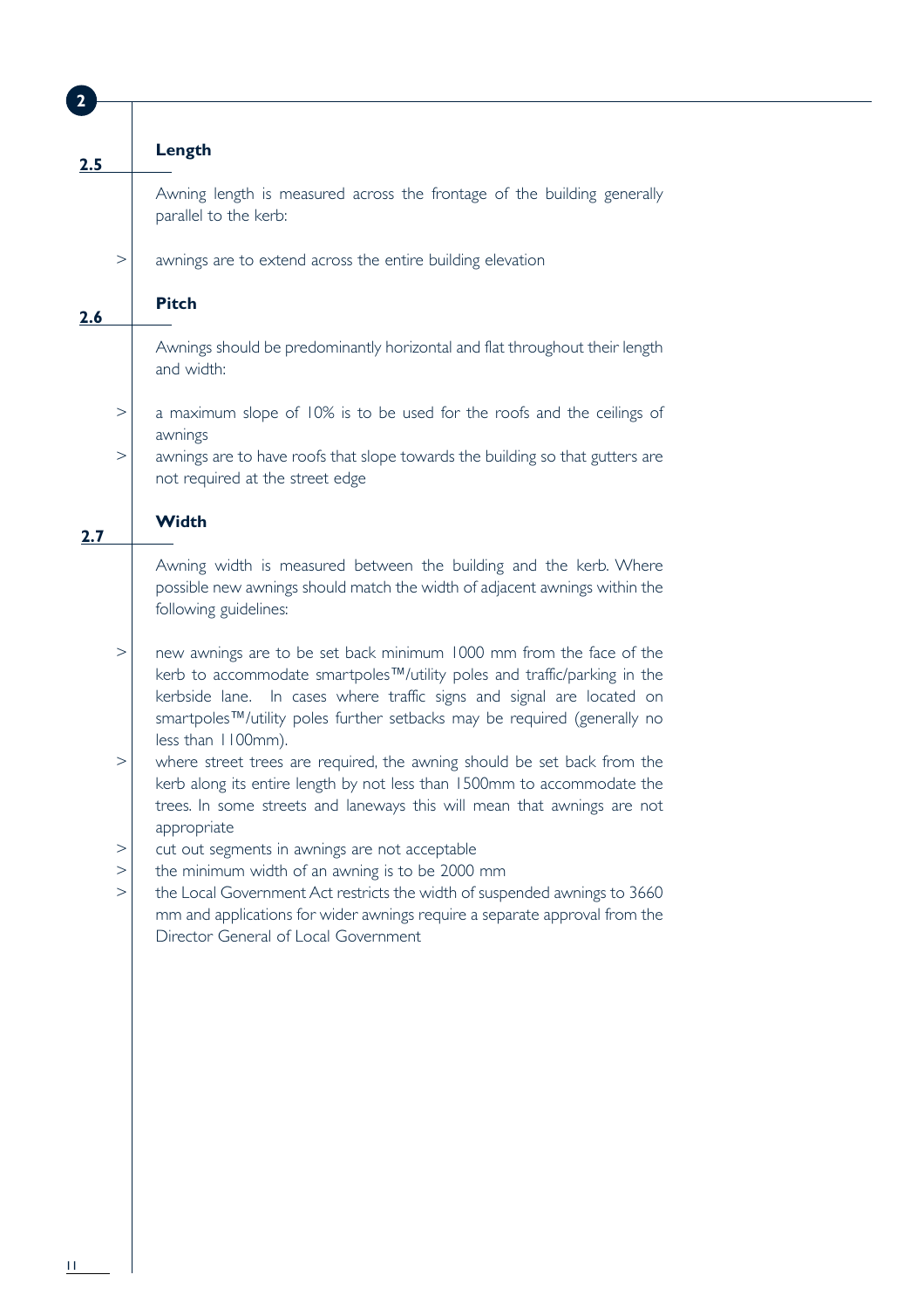## 2.5 Length

Awning length is measured across the frontage of the building generally parallel to the kerb:

- awnings are to extend across the entire building elevation

## 2.6 Pitch

Awnings should be predominantly horizontal and flat throughout their length and width:

- a maximum slope of 10% is to be used for the roofs and the ceilings of awnings
- awnings are to have roofs that slope towards the building so that gutters are not required at the street edge

## 2.7 Width

Awning width is measured between the building and the kerb. Where possible new awnings should match the width of adjacent awnings within the following guidelines:

- new awnings are to be set back minimum 1000 mm from the face of the kerb to accommodate smartpoles™/utility poles and traffic/parking in the kerbside lane. In cases where traffic signs and signal are located on smartpoles™/utility poles further setbacks may be required (generally no less than 1100mm).
- where street trees are required, the awning should be set back from the kerb along its entire length by not less than 1500mm to accommodate the trees. In some streets and laneways this will mean that awnings are not appropriate
- cut out segments in awnings are not acceptable
- the minimum width of an awning is to be 2000 mm
- the Local Government Act restricts the width of suspended awnings to 3660 mm and applications for wider awnings require a separate approval from the Director General of Local Government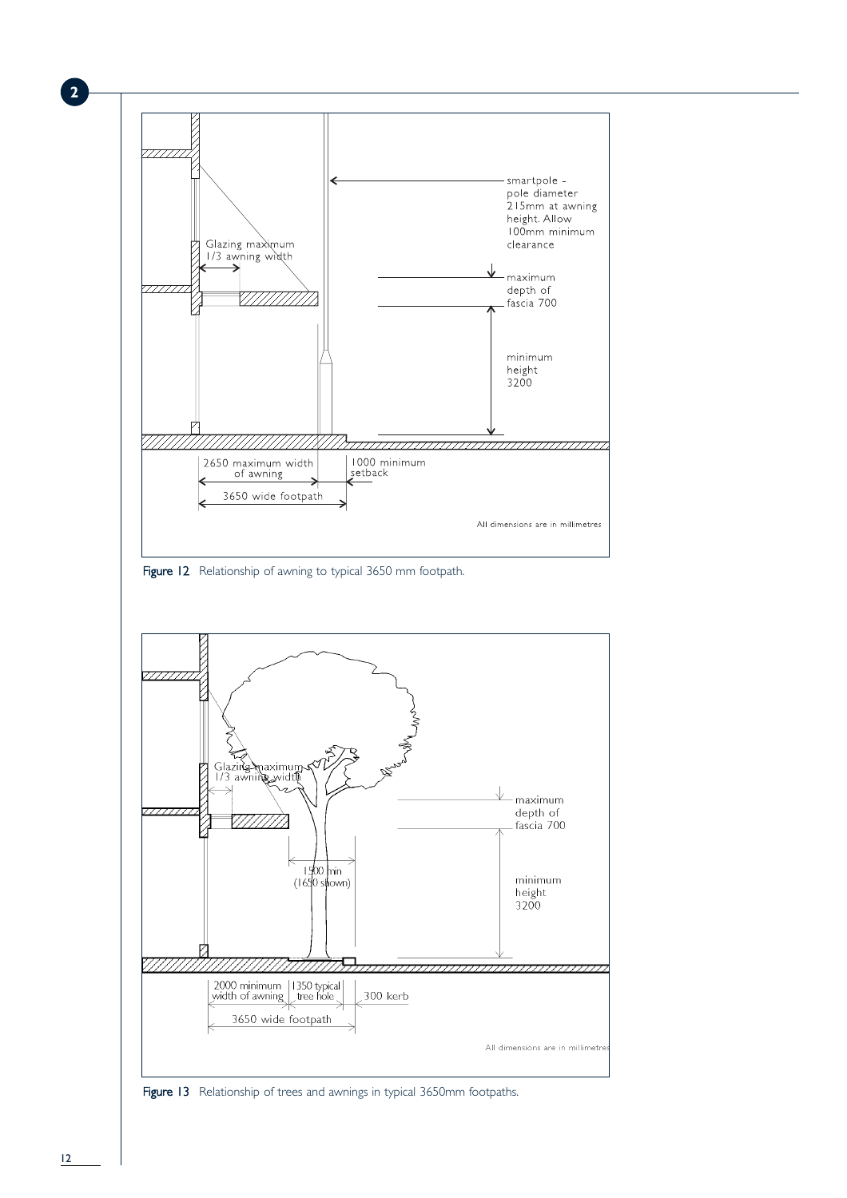Figure 12 Relationship of awning to typical 3650 mm footpath.

Figure 13 Relationship of trees and awnings in typical 3650mm footpaths.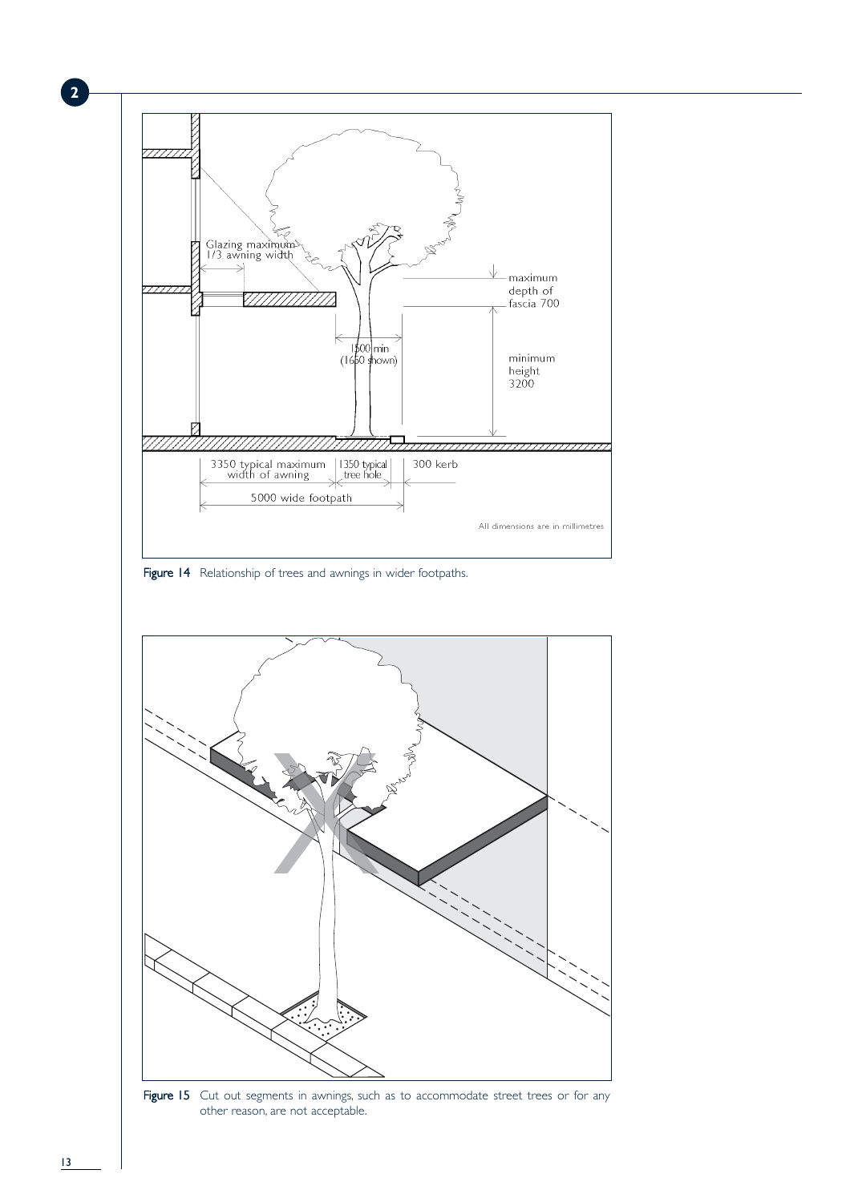Figure 14 Relationship of trees and awnings in wider footpaths.

Figure 15 Cut out segments in awnings, such as to accommodate street trees or for any other reason, are not acceptable.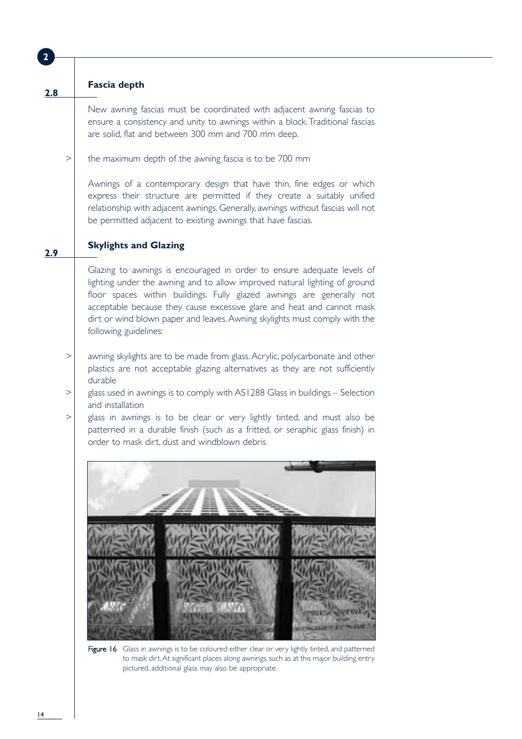## 2.8 Fascia depth

New awning fascias must be coordinated with adjacent awning fascias to ensure a consistency and unity to awnings within a block. Traditional fascias are solid, flat and between 300 mm and 700 mm deep.

> the maximum depth of the awning fascia is to be 700 mm

Awnings of a contemporary design that have thin, fine edges or which express their structure are permitted if they create a suitably unified relationship with adjacent awnings. Generally, awnings without fascias will not be permitted adjacent to existing awnings that have fascias.

## 2.9 Skylights and Glazing

Glazing to awnings is encouraged in order to ensure adequate levels of lighting under the awning and to allow improved natural lighting of ground floor spaces within buildings. Fully glazed awnings are generally not acceptable because they cause excessive glare and heat and cannot mask dirt or wind blown paper and leaves. Awning skylights must comply with the following guidelines:

> awning skylights are to be made from glass. Acrylic, polycarbonate and other plastics are not acceptable glazing alternatives as they are not sufficiently durable

> glass used in awnings is to comply with AS1288 Glass in buildings – Selection and installation

> glass in awnings is to be clear or very lightly tinted, and must also be patterned in a durable finish (such as a fritted, or seraphic glass finish) in order to mask dirt, dust and windblown debris

Figure 16 Glass in awnings is to be coloured either clear or very lightly tinted, and patterned to mask dirt. At significant places along awnings, such as at this major building entry pictured, additional glass may also be appropriate.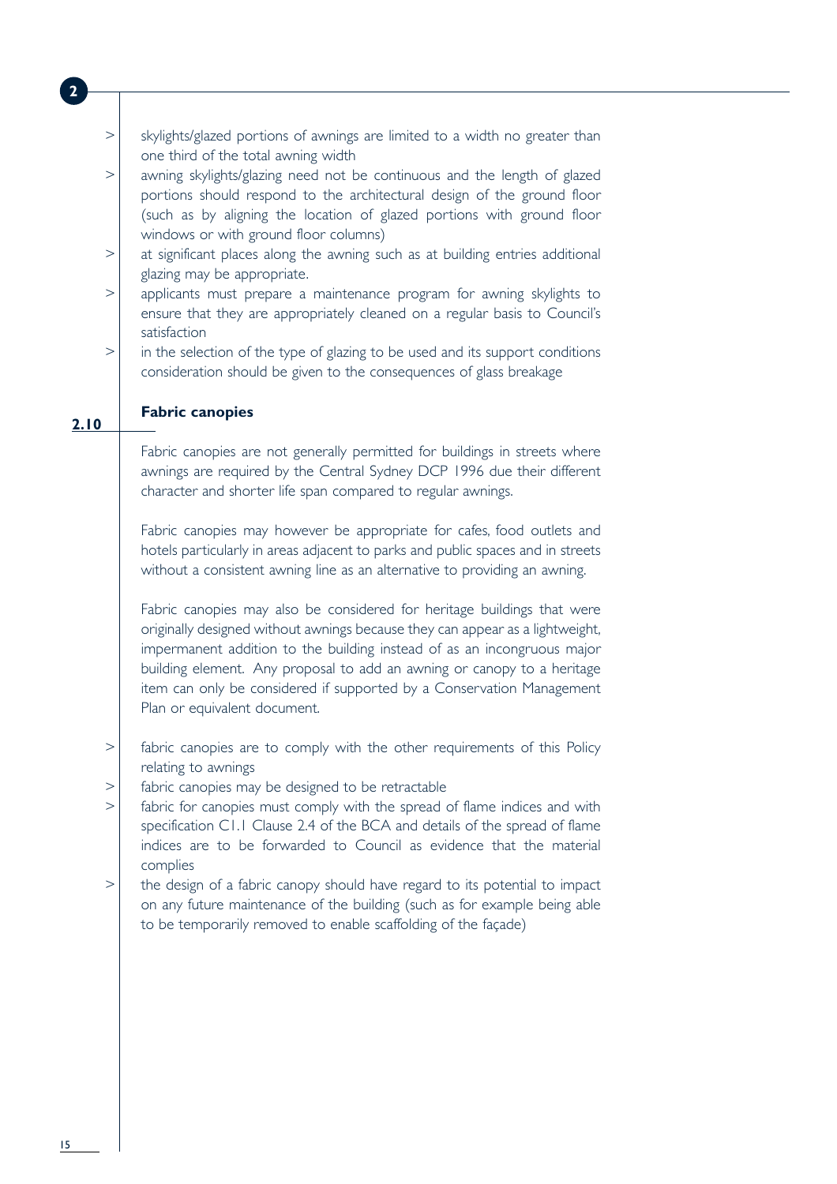- skylights/glazed portions of awnings are limited to a width no greater than one third of the total awning width
- awning skylights/glazing need not be continuous and the length of glazed portions should respond to the architectural design of the ground floor (such as by aligning the location of glazed portions with ground floor windows or with ground floor columns)
- at significant places along the awning such as at building entries additional glazing may be appropriate.
- applicants must prepare a maintenance program for awning skylights to ensure that they are appropriately cleaned on a regular basis to Council's satisfaction
- in the selection of the type of glazing to be used and its support conditions consideration should be given to the consequences of glass breakage

## 2.10 Fabric canopies

Fabric canopies are not generally permitted for buildings in streets where awnings are required by the Central Sydney DCP 1996 due their different character and shorter life span compared to regular awnings.

Fabric canopies may however be appropriate for cafes, food outlets and hotels particularly in areas adjacent to parks and public spaces and in streets without a consistent awning line as an alternative to providing an awning.

Fabric canopies may also be considered for heritage buildings that were originally designed without awnings because they can appear as a lightweight, impermanent addition to the building instead of as an incongruous major building element. Any proposal to add an awning or canopy to a heritage item can only be considered if supported by a Conservation Management Plan or equivalent document.

- fabric canopies are to comply with the other requirements of this Policy relating to awnings
- fabric canopies may be designed to be retractable
- fabric for canopies must comply with the spread of flame indices and with specification C1.1 Clause 2.4 of the BCA and details of the spread of flame indices are to be forwarded to Council as evidence that the material complies
- the design of a fabric canopy should have regard to its potential to impact on any future maintenance of the building (such as for example being able to be temporarily removed to enable scaffolding of the façade)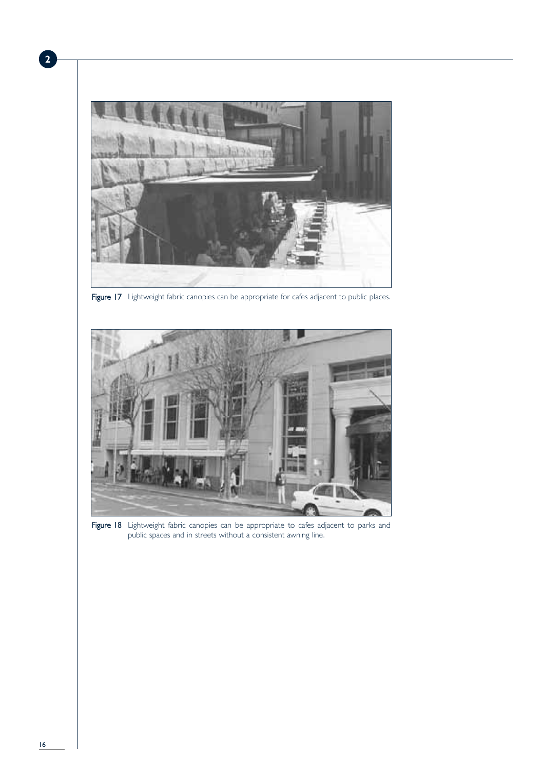**Figure 17** Lightweight fabric canopies can be appropriate for cafes adjacent to public places.

**Figure 18** Lightweight fabric canopies can be appropriate to cafes adjacent to parks and public spaces and in streets without a consistent awning line.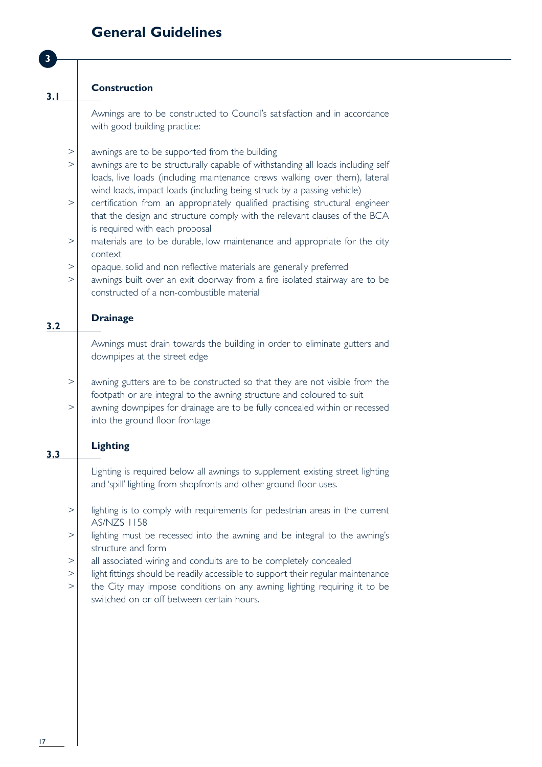# General Guidelines

## 3

### 3.1 Construction

Awnings are to be constructed to Council's satisfaction and in accordance with good building practice:

- awnings are to be supported from the building
- awnings are to be structurally capable of withstanding all loads including self loads, live loads (including maintenance crews walking over them), lateral wind loads, impact loads (including being struck by a passing vehicle)
- certification from an appropriately qualified practising structural engineer that the design and structure comply with the relevant clauses of the BCA is required with each proposal
- materials are to be durable, low maintenance and appropriate for the city context
- opaque, solid and non reflective materials are generally preferred
- awnings built over an exit doorway from a fire isolated stairway are to be constructed of a non-combustible material

### 3.2 Drainage

Awnings must drain towards the building in order to eliminate gutters and downpipes at the street edge

- awning gutters are to be constructed so that they are not visible from the footpath or are integral to the awning structure and coloured to suit
- awning downpipes for drainage are to be fully concealed within or recessed into the ground floor frontage

### 3.3 Lighting

Lighting is required below all awnings to supplement existing street lighting and 'spill' lighting from shopfronts and other ground floor uses.

- lighting is to comply with requirements for pedestrian areas in the current AS/NZS 1158
- lighting must be recessed into the awning and be integral to the awning's structure and form
- all associated wiring and conduits are to be completely concealed
- light fittings should be readily accessible to support their regular maintenance
- the City may impose conditions on any awning lighting requiring it to be switched on or off between certain hours.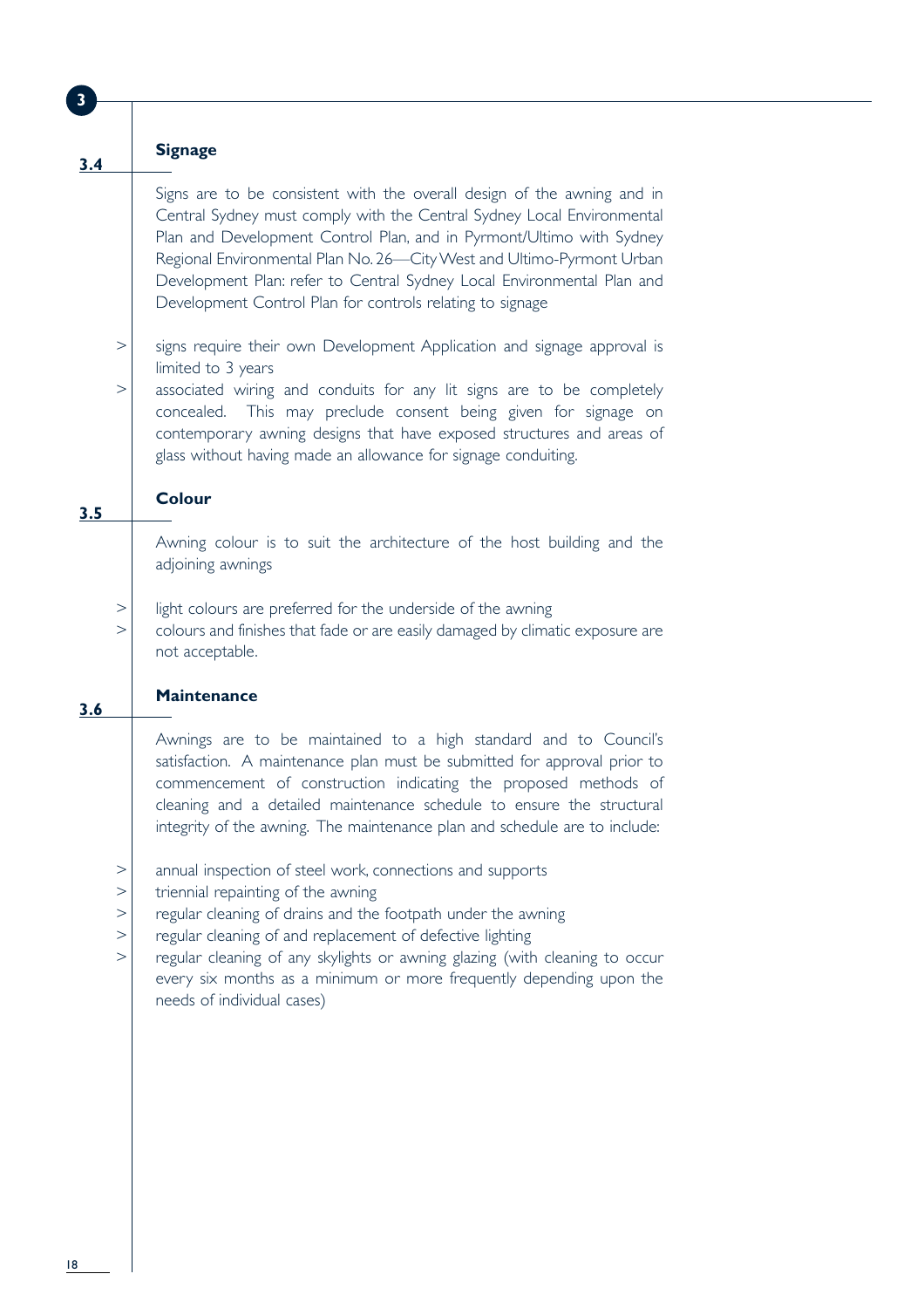## 3.4 Signage

Signs are to be consistent with the overall design of the awning and in Central Sydney must comply with the Central Sydney Local Environmental Plan and Development Control Plan, and in Pyrmont/Ultimo with Sydney Regional Environmental Plan No. 26—City West and Ultimo-Pyrmont Urban Development Plan: refer to Central Sydney Local Environmental Plan and Development Control Plan for controls relating to signage

- signs require their own Development Application and signage approval is limited to 3 years
- associated wiring and conduits for any lit signs are to be completely concealed. This may preclude consent being given for signage on contemporary awning designs that have exposed structures and areas of glass without having made an allowance for signage conduiting.

## 3.5 Colour

Awning colour is to suit the architecture of the host building and the adjoining awnings

- light colours are preferred for the underside of the awning
- colours and finishes that fade or are easily damaged by climatic exposure are not acceptable.

## 3.6 Maintenance

Awnings are to be maintained to a high standard and to Council's satisfaction. A maintenance plan must be submitted for approval prior to commencement of construction indicating the proposed methods of cleaning and a detailed maintenance schedule to ensure the structural integrity of the awning. The maintenance plan and schedule are to include:

- annual inspection of steel work, connections and supports
- triennial repainting of the awning
- regular cleaning of drains and the footpath under the awning
- regular cleaning of and replacement of defective lighting
- regular cleaning of any skylights or awning glazing (with cleaning to occur every six months as a minimum or more frequently depending upon the needs of individual cases)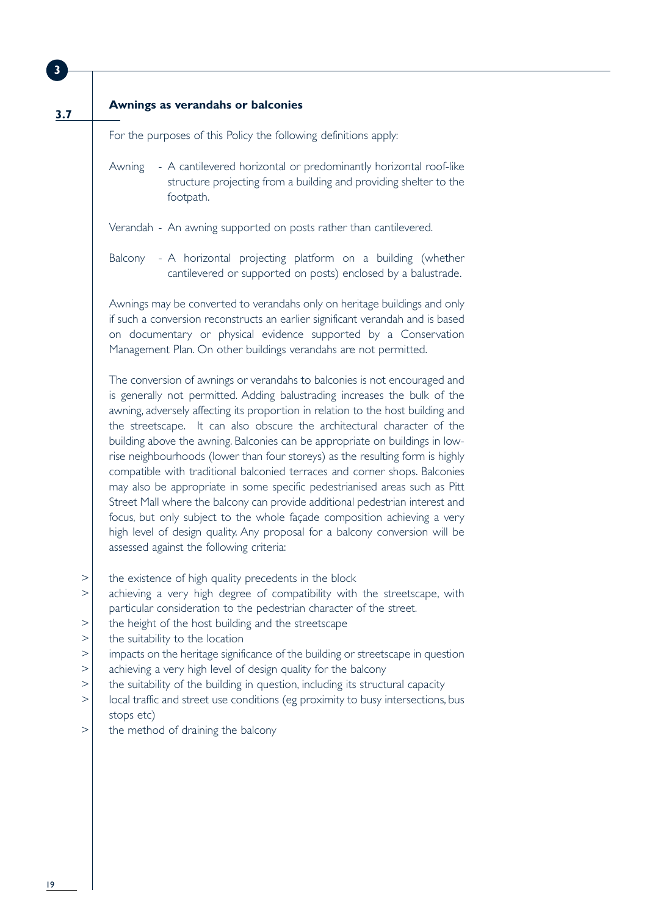### 3.7 Awnings as verandahs or balconies

For the purposes of this Policy the following definitions apply:

Awning - A cantilevered horizontal or predominantly horizontal roof-like structure projecting from a building and providing shelter to the footpath.

Verandah - An awning supported on posts rather than cantilevered.

Balcony - A horizontal projecting platform on a building (whether cantilevered or supported on posts) enclosed by a balustrade.

Awnings may be converted to verandahs only on heritage buildings and only if such a conversion reconstructs an earlier significant verandah and is based on documentary or physical evidence supported by a Conservation Management Plan. On other buildings verandahs are not permitted.

The conversion of awnings or verandahs to balconies is not encouraged and is generally not permitted. Adding balustrading increases the bulk of the awning, adversely affecting its proportion in relation to the host building and the streetscape. It can also obscure the architectural character of the building above the awning. Balconies can be appropriate on buildings in low-rise neighbourhoods (lower than four storeys) as the resulting form is highly compatible with traditional balconied terraces and corner shops. Balconies may also be appropriate in some specific pedestrianised areas such as Pitt Street Mall where the balcony can provide additional pedestrian interest and focus, but only subject to the whole façade composition achieving a very high level of design quality. Any proposal for a balcony conversion will be assessed against the following criteria:

- the existence of high quality precedents in the block
- achieving a very high degree of compatibility with the streetscape, with particular consideration to the pedestrian character of the street.
- the height of the host building and the streetscape
- the suitability to the location
- impacts on the heritage significance of the building or streetscape in question
- achieving a very high level of design quality for the balcony
- the suitability of the building in question, including its structural capacity
- local traffic and street use conditions (eg proximity to busy intersections, bus stops etc)
- the method of draining the balcony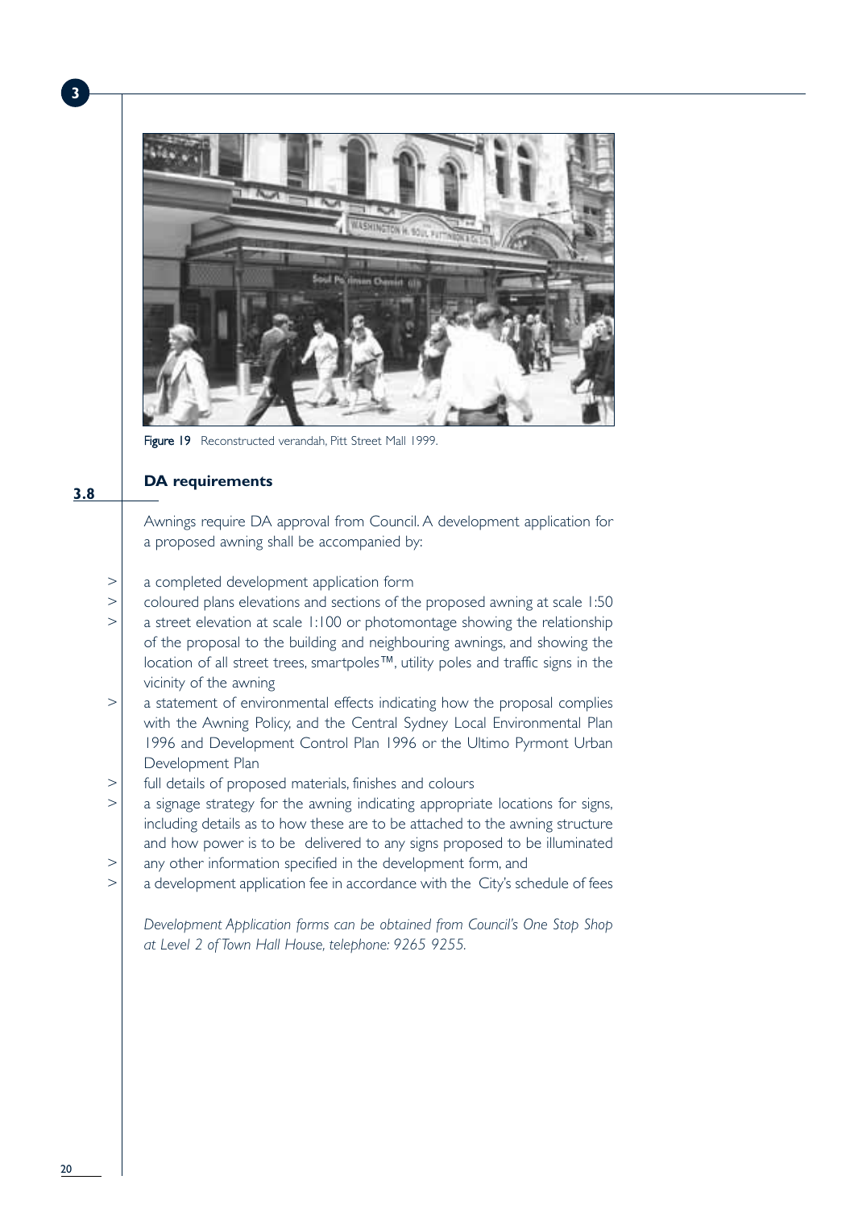Figure 19 Reconstructed verandah, Pitt Street Mall 1999.

## 3.8 DA requirements

Awnings require DA approval from Council. A development application for a proposed awning shall be accompanied by:

- a completed development application form
- coloured plans elevations and sections of the proposed awning at scale 1:50
- a street elevation at scale 1:100 or photomontage showing the relationship of the proposal to the building and neighbouring awnings, and showing the location of all street trees, smartpoles™, utility poles and traffic signs in the vicinity of the awning
- a statement of environmental effects indicating how the proposal complies with the Awning Policy, and the Central Sydney Local Environmental Plan 1996 and Development Control Plan 1996 or the Ultimo Pyrmont Urban Development Plan
- full details of proposed materials, finishes and colours
- a signage strategy for the awning indicating appropriate locations for signs, including details as to how these are to be attached to the awning structure and how power is to be delivered to any signs proposed to be illuminated
- any other information specified in the development form, and
- a development application fee in accordance with the City's schedule of fees

*Development Application forms can be obtained from Council's One Stop Shop at Level 2 of Town Hall House, telephone: 9265 9255.*